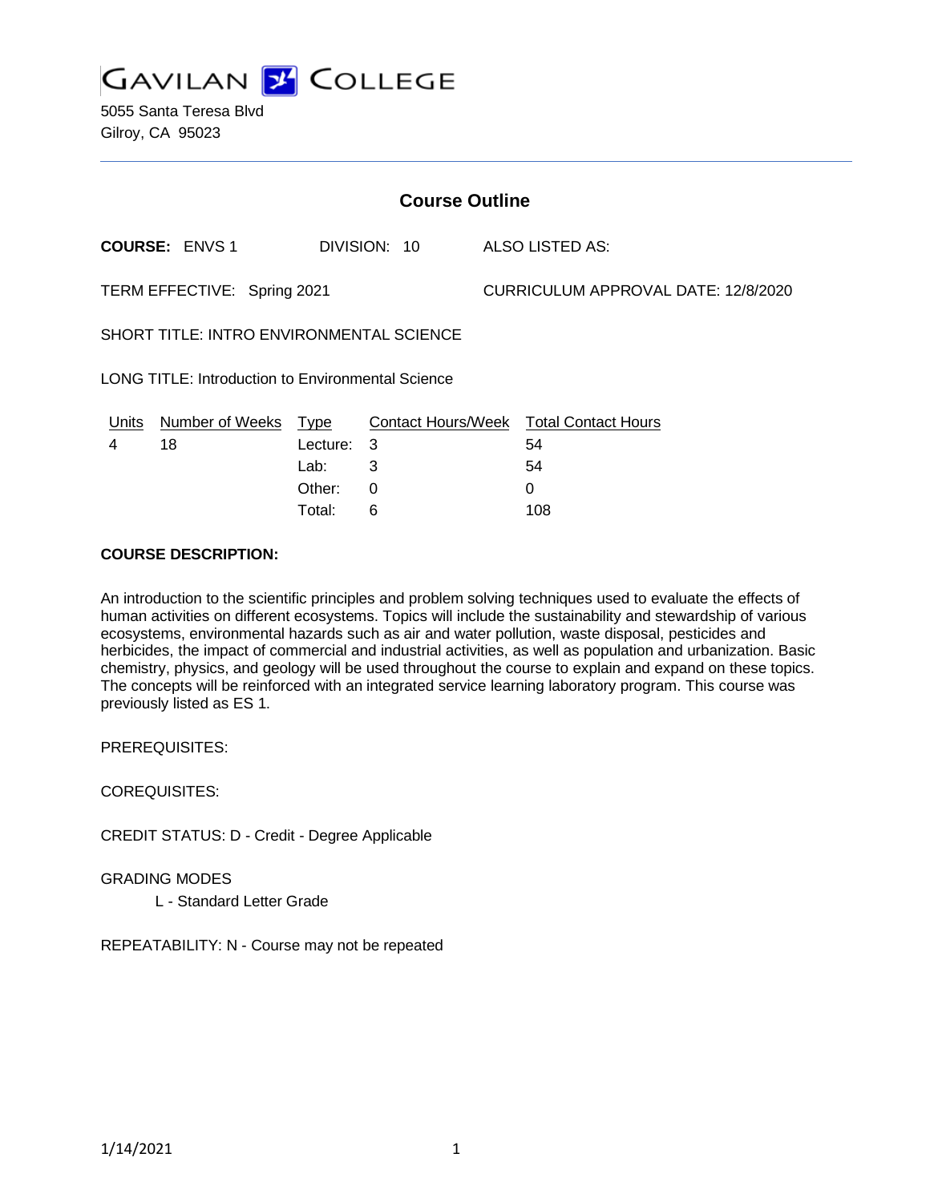# GAVILAN COLLEGE

5055 Santa Teresa Blvd
Gilroy, CA 95023

## Course Outline

**COURSE:** ENVS 1 DIVISION: 10 ALSO LISTED AS:

TERM EFFECTIVE: Spring 2021 CURRICULUM APPROVAL DATE: 12/8/2020

SHORT TITLE: INTRO ENVIRONMENTAL SCIENCE

LONG TITLE: Introduction to Environmental Science

| Units | Number of Weeks | Type | Contact Hours/Week | Total Contact Hours |
|---|---|---|---|---|
| 4 | 18 | Lecture: | 3 | 54 |
| | | Lab: | 3 | 54 |
| | | Other: | 0 | 0 |
| | | Total: | 6 | 108 |

**COURSE DESCRIPTION:**

An introduction to the scientific principles and problem solving techniques used to evaluate the effects of human activities on different ecosystems. Topics will include the sustainability and stewardship of various ecosystems, environmental hazards such as air and water pollution, waste disposal, pesticides and herbicides, the impact of commercial and industrial activities, as well as population and urbanization. Basic chemistry, physics, and geology will be used throughout the course to explain and expand on these topics. The concepts will be reinforced with an integrated service learning laboratory program. This course was previously listed as ES 1.

PREREQUISITES:

COREQUISITES:

CREDIT STATUS: D - Credit - Degree Applicable

GRADING MODES

L - Standard Letter Grade

REPEATABILITY: N - Course may not be repeated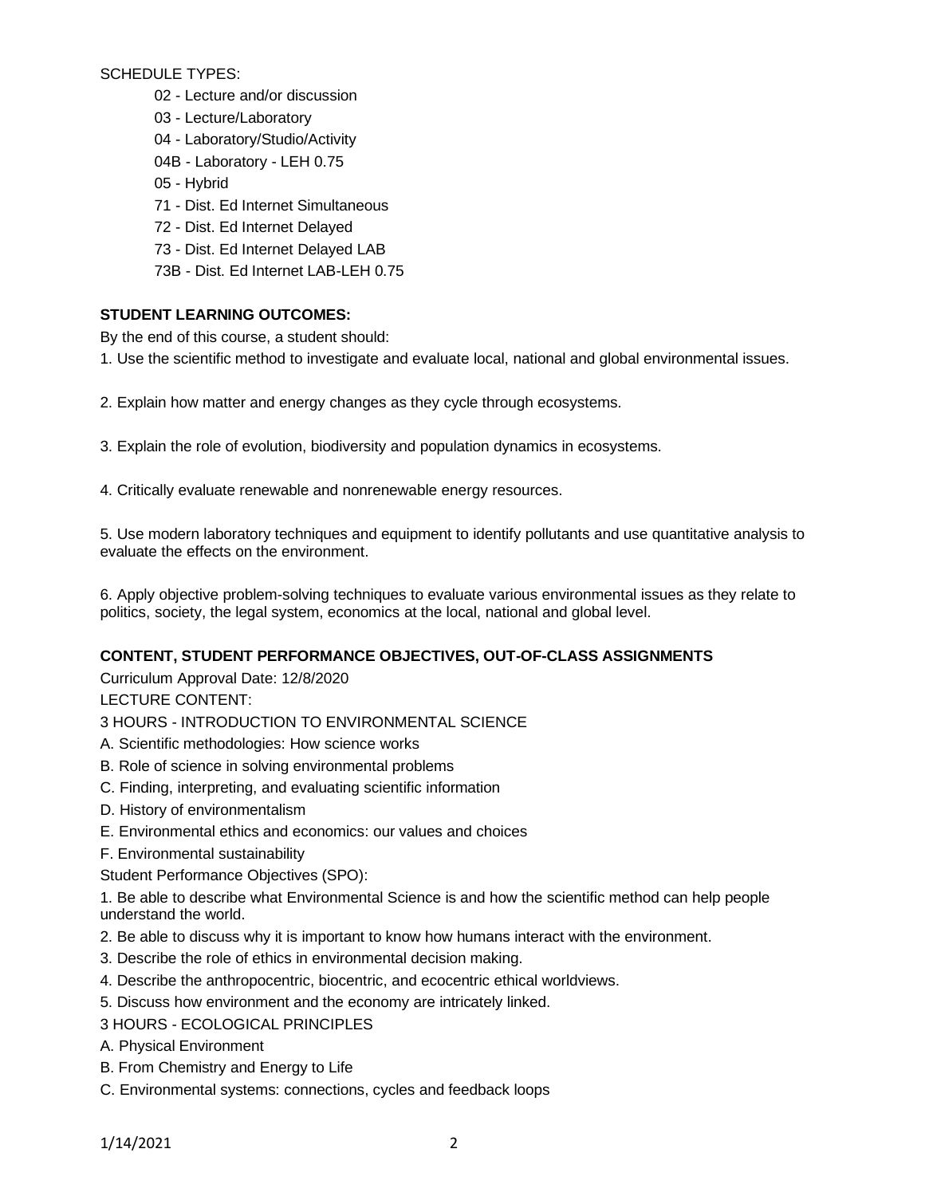SCHEDULE TYPES:

- 02 - Lecture and/or discussion
- 03 - Lecture/Laboratory
- 04 - Laboratory/Studio/Activity
- 04B - Laboratory - LEH 0.75
- 05 - Hybrid
- 71 - Dist. Ed Internet Simultaneous
- 72 - Dist. Ed Internet Delayed
- 73 - Dist. Ed Internet Delayed LAB
- 73B - Dist. Ed Internet LAB-LEH 0.75

**STUDENT LEARNING OUTCOMES:**

By the end of this course, a student should:

1. Use the scientific method to investigate and evaluate local, national and global environmental issues.

2. Explain how matter and energy changes as they cycle through ecosystems.

3. Explain the role of evolution, biodiversity and population dynamics in ecosystems.

4. Critically evaluate renewable and nonrenewable energy resources.

5. Use modern laboratory techniques and equipment to identify pollutants and use quantitative analysis to evaluate the effects on the environment.

6. Apply objective problem-solving techniques to evaluate various environmental issues as they relate to politics, society, the legal system, economics at the local, national and global level.

**CONTENT, STUDENT PERFORMANCE OBJECTIVES, OUT-OF-CLASS ASSIGNMENTS**

Curriculum Approval Date: 12/8/2020

LECTURE CONTENT:

3 HOURS - INTRODUCTION TO ENVIRONMENTAL SCIENCE

A. Scientific methodologies: How science works

B. Role of science in solving environmental problems

C. Finding, interpreting, and evaluating scientific information

D. History of environmentalism

E. Environmental ethics and economics: our values and choices

F. Environmental sustainability

Student Performance Objectives (SPO):

1. Be able to describe what Environmental Science is and how the scientific method can help people understand the world.

2. Be able to discuss why it is important to know how humans interact with the environment.

3. Describe the role of ethics in environmental decision making.

4. Describe the anthropocentric, biocentric, and ecocentric ethical worldviews.

5. Discuss how environment and the economy are intricately linked.

3 HOURS - ECOLOGICAL PRINCIPLES

A. Physical Environment

B. From Chemistry and Energy to Life

C. Environmental systems: connections, cycles and feedback loops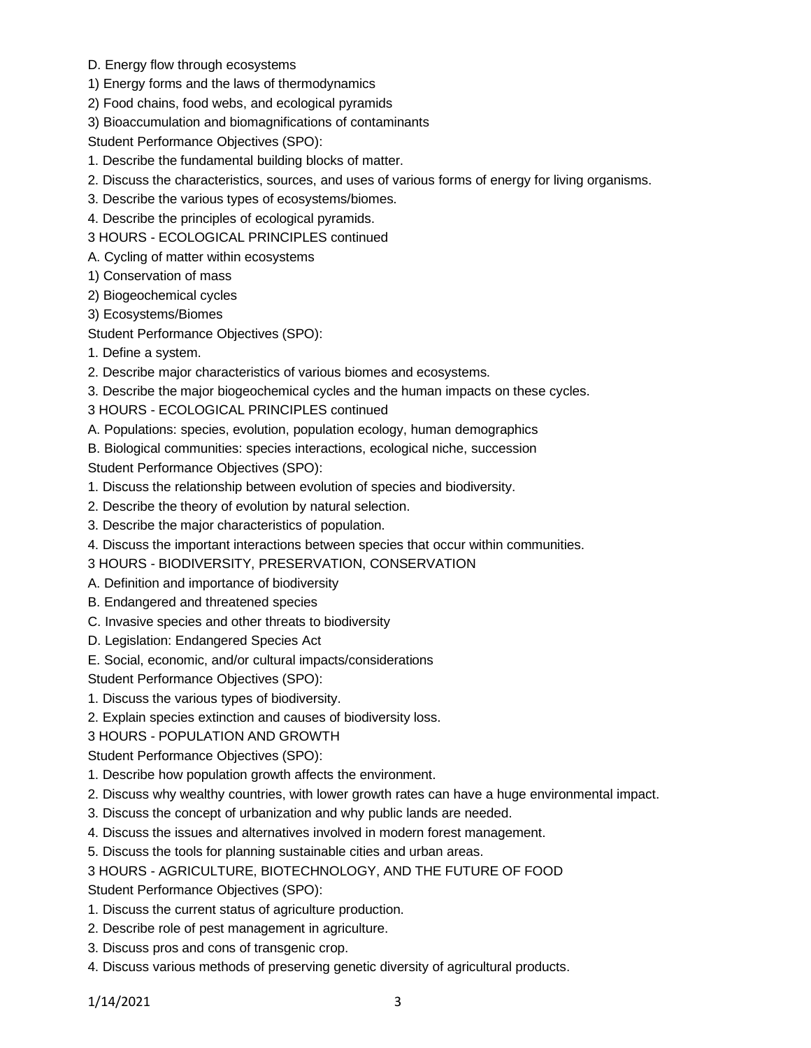D. Energy flow through ecosystems

1) Energy forms and the laws of thermodynamics

2) Food chains, food webs, and ecological pyramids

3) Bioaccumulation and biomagnifications of contaminants

Student Performance Objectives (SPO):

1. Describe the fundamental building blocks of matter.
2. Discuss the characteristics, sources, and uses of various forms of energy for living organisms.
3. Describe the various types of ecosystems/biomes.
4. Describe the principles of ecological pyramids.

3 HOURS - ECOLOGICAL PRINCIPLES continued

A. Cycling of matter within ecosystems

1) Conservation of mass

2) Biogeochemical cycles

3) Ecosystems/Biomes

Student Performance Objectives (SPO):

1. Define a system.
2. Describe major characteristics of various biomes and ecosystems.
3. Describe the major biogeochemical cycles and the human impacts on these cycles.

3 HOURS - ECOLOGICAL PRINCIPLES continued

A. Populations: species, evolution, population ecology, human demographics

B. Biological communities: species interactions, ecological niche, succession

Student Performance Objectives (SPO):

1. Discuss the relationship between evolution of species and biodiversity.
2. Describe the theory of evolution by natural selection.
3. Describe the major characteristics of population.
4. Discuss the important interactions between species that occur within communities.

3 HOURS - BIODIVERSITY, PRESERVATION, CONSERVATION

A. Definition and importance of biodiversity

B. Endangered and threatened species

C. Invasive species and other threats to biodiversity

D. Legislation: Endangered Species Act

E. Social, economic, and/or cultural impacts/considerations

Student Performance Objectives (SPO):

1. Discuss the various types of biodiversity.
2. Explain species extinction and causes of biodiversity loss.

3 HOURS - POPULATION AND GROWTH

Student Performance Objectives (SPO):

1. Describe how population growth affects the environment.
2. Discuss why wealthy countries, with lower growth rates can have a huge environmental impact.
3. Discuss the concept of urbanization and why public lands are needed.
4. Discuss the issues and alternatives involved in modern forest management.
5. Discuss the tools for planning sustainable cities and urban areas.

3 HOURS - AGRICULTURE, BIOTECHNOLOGY, AND THE FUTURE OF FOOD

Student Performance Objectives (SPO):

1. Discuss the current status of agriculture production.
2. Describe role of pest management in agriculture.
3. Discuss pros and cons of transgenic crop.
4. Discuss various methods of preserving genetic diversity of agricultural products.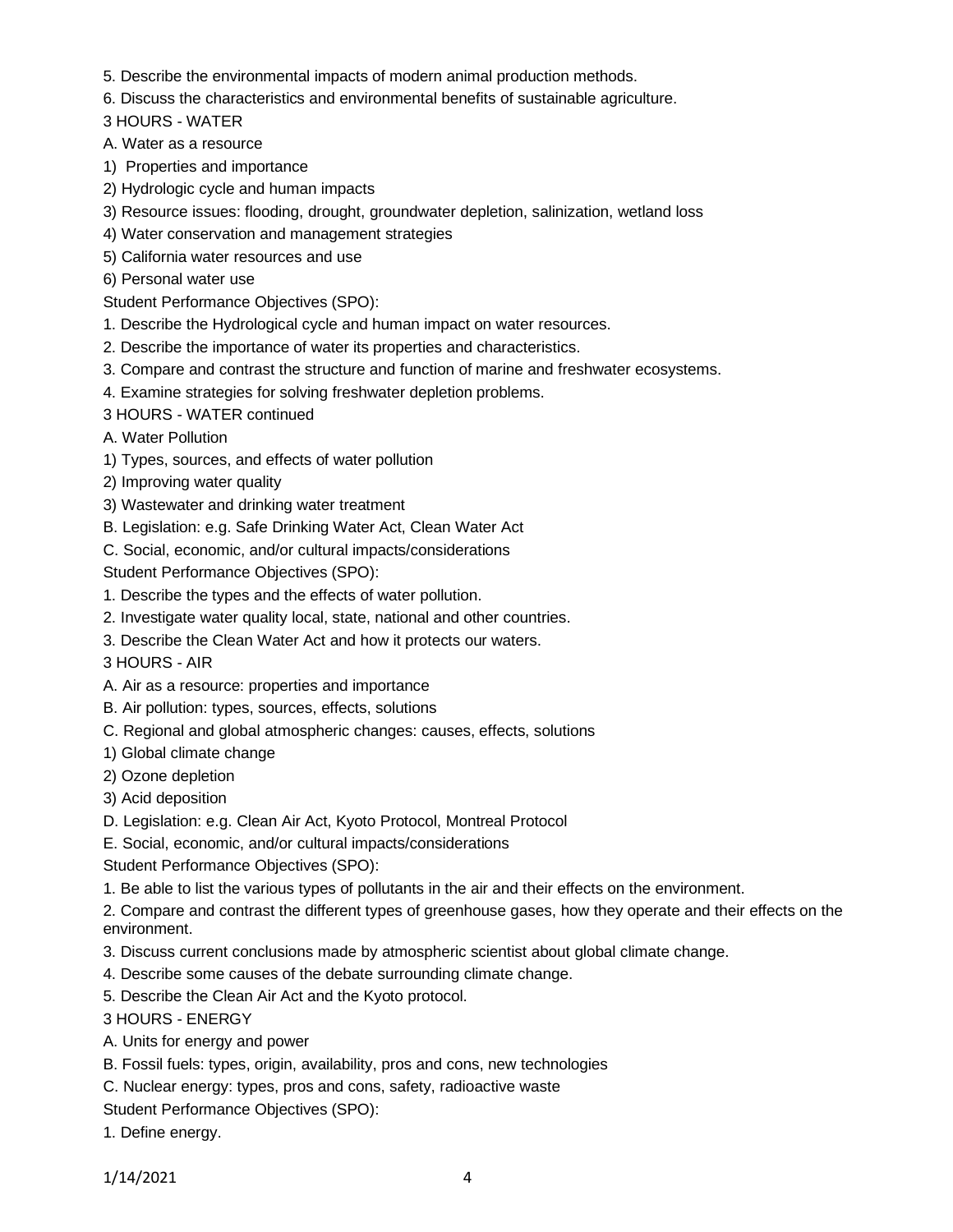5. Describe the environmental impacts of modern animal production methods.
6. Discuss the characteristics and environmental benefits of sustainable agriculture.

3 HOURS - WATER

A. Water as a resource
1) Properties and importance
2) Hydrologic cycle and human impacts
3) Resource issues: flooding, drought, groundwater depletion, salinization, wetland loss
4) Water conservation and management strategies
5) California water resources and use
6) Personal water use

Student Performance Objectives (SPO):

1. Describe the Hydrological cycle and human impact on water resources.
2. Describe the importance of water its properties and characteristics.
3. Compare and contrast the structure and function of marine and freshwater ecosystems.
4. Examine strategies for solving freshwater depletion problems.

3 HOURS - WATER continued

A. Water Pollution
1) Types, sources, and effects of water pollution
2) Improving water quality
3) Wastewater and drinking water treatment

B. Legislation: e.g. Safe Drinking Water Act, Clean Water Act

C. Social, economic, and/or cultural impacts/considerations

Student Performance Objectives (SPO):

1. Describe the types and the effects of water pollution.
2. Investigate water quality local, state, national and other countries.
3. Describe the Clean Water Act and how it protects our waters.

3 HOURS - AIR

A. Air as a resource: properties and importance

B. Air pollution: types, sources, effects, solutions

C. Regional and global atmospheric changes: causes, effects, solutions
1) Global climate change
2) Ozone depletion
3) Acid deposition

D. Legislation: e.g. Clean Air Act, Kyoto Protocol, Montreal Protocol

E. Social, economic, and/or cultural impacts/considerations

Student Performance Objectives (SPO):

1. Be able to list the various types of pollutants in the air and their effects on the environment.
2. Compare and contrast the different types of greenhouse gases, how they operate and their effects on the environment.
3. Discuss current conclusions made by atmospheric scientist about global climate change.
4. Describe some causes of the debate surrounding climate change.
5. Describe the Clean Air Act and the Kyoto protocol.

3 HOURS - ENERGY

A. Units for energy and power

B. Fossil fuels: types, origin, availability, pros and cons, new technologies

C. Nuclear energy: types, pros and cons, safety, radioactive waste

Student Performance Objectives (SPO):

1. Define energy.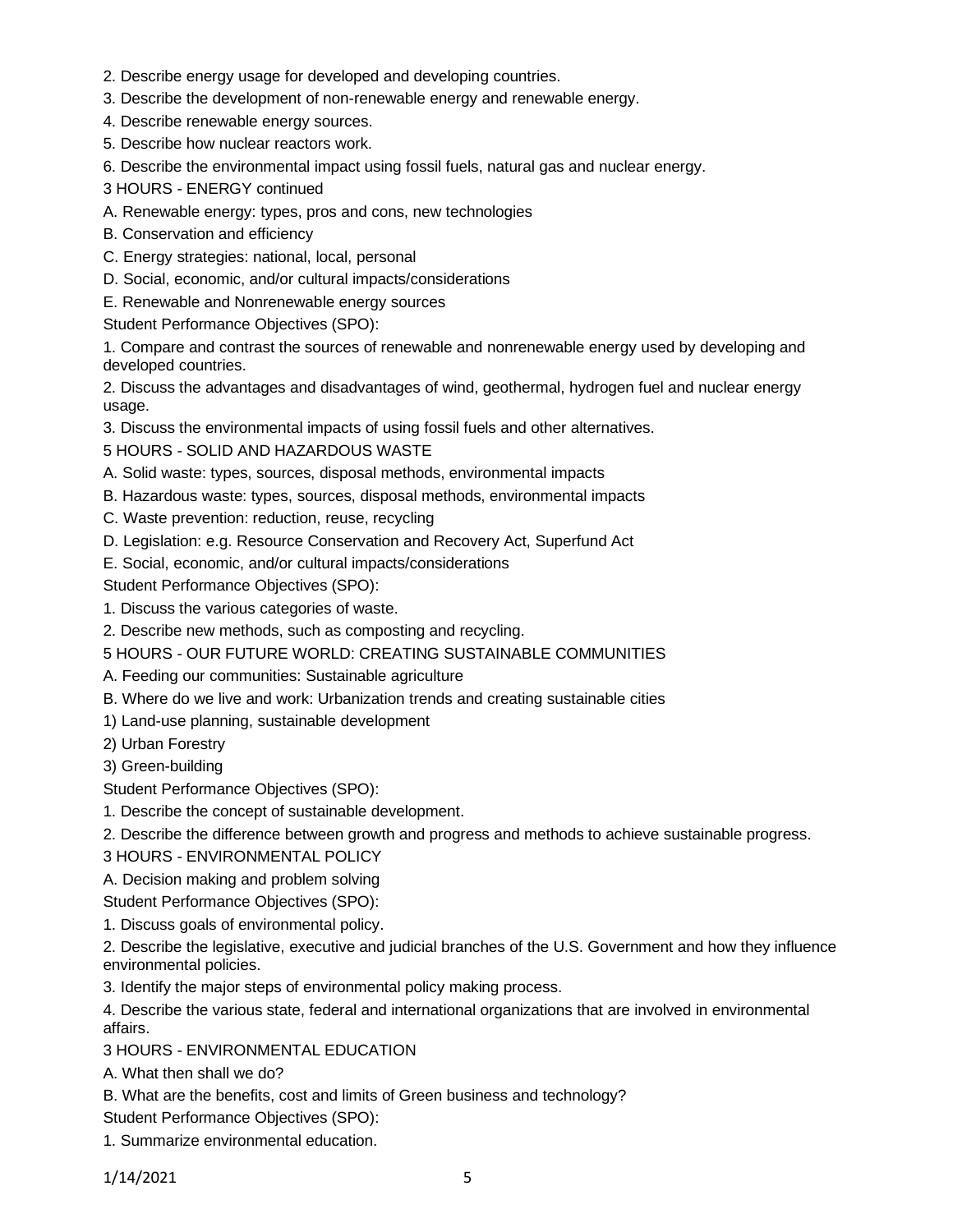2. Describe energy usage for developed and developing countries.

3. Describe the development of non-renewable energy and renewable energy.

4. Describe renewable energy sources.

5. Describe how nuclear reactors work.

6. Describe the environmental impact using fossil fuels, natural gas and nuclear energy.

3 HOURS - ENERGY continued

A. Renewable energy: types, pros and cons, new technologies

B. Conservation and efficiency

C. Energy strategies: national, local, personal

D. Social, economic, and/or cultural impacts/considerations

E. Renewable and Nonrenewable energy sources

Student Performance Objectives (SPO):

1. Compare and contrast the sources of renewable and nonrenewable energy used by developing and developed countries.

2. Discuss the advantages and disadvantages of wind, geothermal, hydrogen fuel and nuclear energy usage.

3. Discuss the environmental impacts of using fossil fuels and other alternatives.

5 HOURS - SOLID AND HAZARDOUS WASTE

A. Solid waste: types, sources, disposal methods, environmental impacts

B. Hazardous waste: types, sources, disposal methods, environmental impacts

C. Waste prevention: reduction, reuse, recycling

D. Legislation: e.g. Resource Conservation and Recovery Act, Superfund Act

E. Social, economic, and/or cultural impacts/considerations

Student Performance Objectives (SPO):

1. Discuss the various categories of waste.

2. Describe new methods, such as composting and recycling.

5 HOURS - OUR FUTURE WORLD: CREATING SUSTAINABLE COMMUNITIES

A. Feeding our communities: Sustainable agriculture

B. Where do we live and work: Urbanization trends and creating sustainable cities

1) Land-use planning, sustainable development

2) Urban Forestry

3) Green-building

Student Performance Objectives (SPO):

1. Describe the concept of sustainable development.

2. Describe the difference between growth and progress and methods to achieve sustainable progress.

3 HOURS - ENVIRONMENTAL POLICY

A. Decision making and problem solving

Student Performance Objectives (SPO):

1. Discuss goals of environmental policy.

2. Describe the legislative, executive and judicial branches of the U.S. Government and how they influence environmental policies.

3. Identify the major steps of environmental policy making process.

4. Describe the various state, federal and international organizations that are involved in environmental affairs.

3 HOURS - ENVIRONMENTAL EDUCATION

A. What then shall we do?

B. What are the benefits, cost and limits of Green business and technology?

Student Performance Objectives (SPO):

1. Summarize environmental education.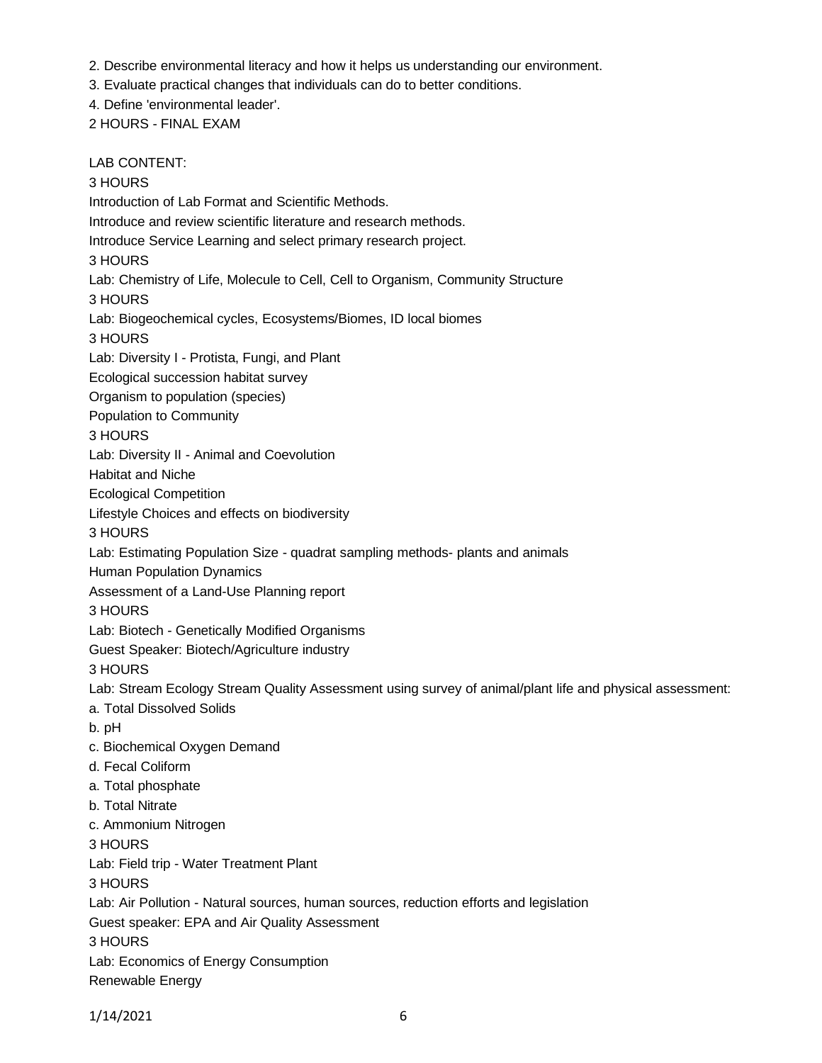2. Describe environmental literacy and how it helps us understanding our environment.
3. Evaluate practical changes that individuals can do to better conditions.
4. Define 'environmental leader'.

2 HOURS - FINAL EXAM

LAB CONTENT:

3 HOURS

Introduction of Lab Format and Scientific Methods.

Introduce and review scientific literature and research methods.

Introduce Service Learning and select primary research project.

3 HOURS

Lab: Chemistry of Life, Molecule to Cell, Cell to Organism, Community Structure

3 HOURS

Lab: Biogeochemical cycles, Ecosystems/Biomes, ID local biomes

3 HOURS

Lab: Diversity I - Protista, Fungi, and Plant

Ecological succession habitat survey

Organism to population (species)

Population to Community

3 HOURS

Lab: Diversity II - Animal and Coevolution

Habitat and Niche

Ecological Competition

Lifestyle Choices and effects on biodiversity

3 HOURS

Lab: Estimating Population Size - quadrat sampling methods- plants and animals

Human Population Dynamics

Assessment of a Land-Use Planning report

3 HOURS

Lab: Biotech - Genetically Modified Organisms

Guest Speaker: Biotech/Agriculture industry

3 HOURS

Lab: Stream Ecology Stream Quality Assessment using survey of animal/plant life and physical assessment:

a. Total Dissolved Solids
b. pH
c. Biochemical Oxygen Demand
d. Fecal Coliform
a. Total phosphate
b. Total Nitrate
c. Ammonium Nitrogen

3 HOURS

Lab: Field trip - Water Treatment Plant

3 HOURS

Lab: Air Pollution - Natural sources, human sources, reduction efforts and legislation

Guest speaker: EPA and Air Quality Assessment

3 HOURS

Lab: Economics of Energy Consumption

Renewable Energy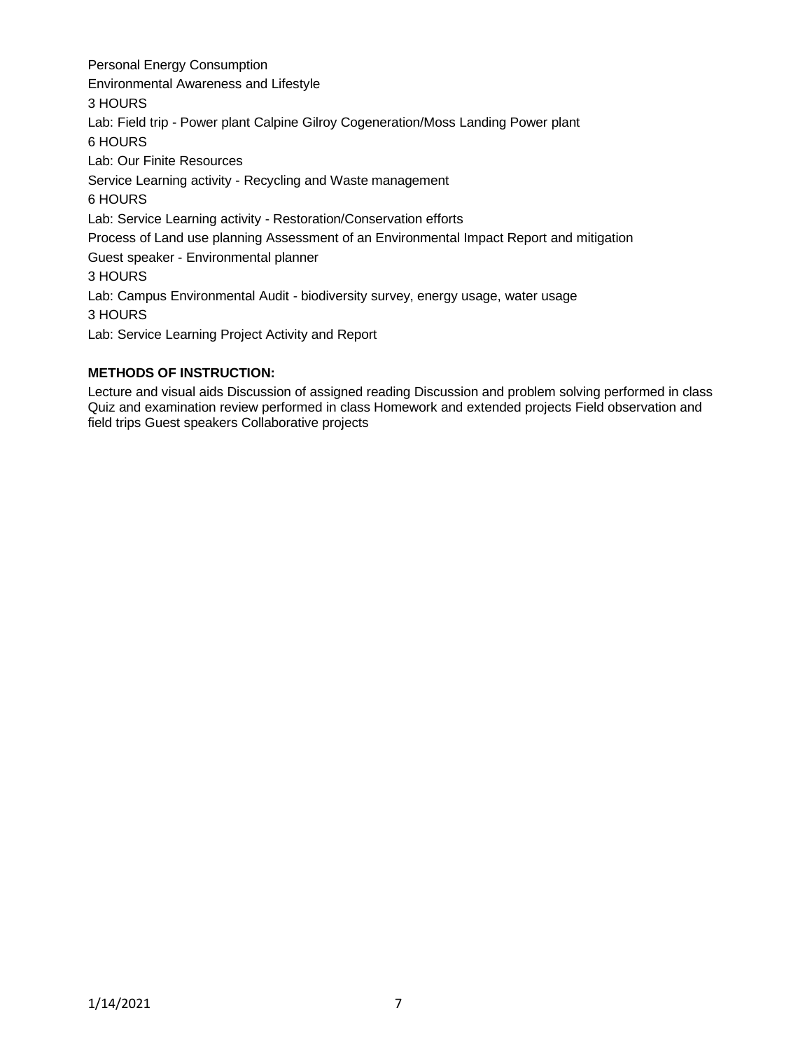Personal Energy Consumption

Environmental Awareness and Lifestyle

3 HOURS

Lab: Field trip - Power plant Calpine Gilroy Cogeneration/Moss Landing Power plant

6 HOURS

Lab: Our Finite Resources

Service Learning activity - Recycling and Waste management

6 HOURS

Lab: Service Learning activity - Restoration/Conservation efforts

Process of Land use planning Assessment of an Environmental Impact Report and mitigation

Guest speaker - Environmental planner

3 HOURS

Lab: Campus Environmental Audit - biodiversity survey, energy usage, water usage

3 HOURS

Lab: Service Learning Project Activity and Report

**METHODS OF INSTRUCTION:**

Lecture and visual aids Discussion of assigned reading Discussion and problem solving performed in class Quiz and examination review performed in class Homework and extended projects Field observation and field trips Guest speakers Collaborative projects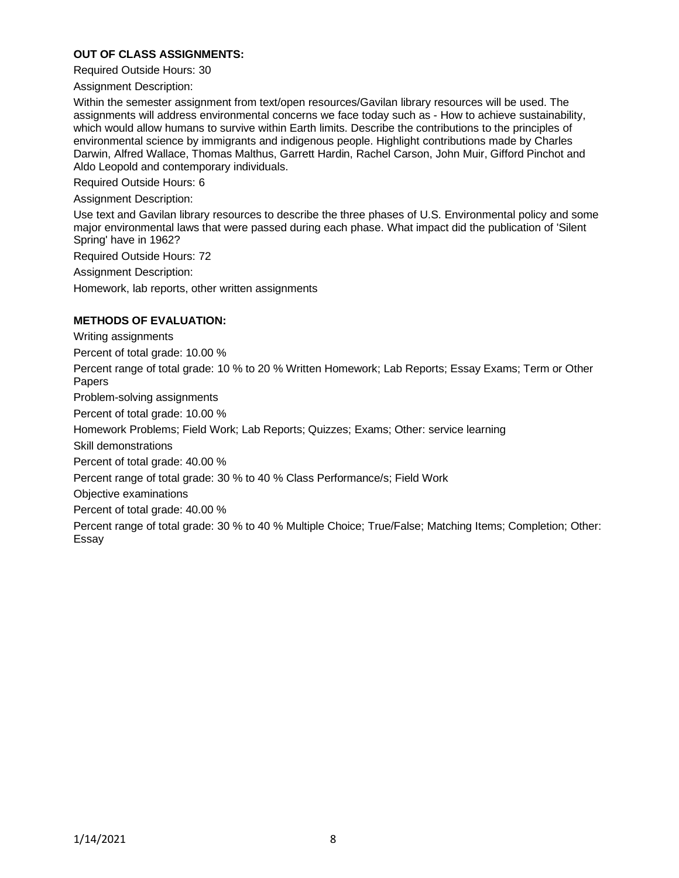**OUT OF CLASS ASSIGNMENTS:**

Required Outside Hours: 30

Assignment Description:

Within the semester assignment from text/open resources/Gavilan library resources will be used. The assignments will address environmental concerns we face today such as - How to achieve sustainability, which would allow humans to survive within Earth limits. Describe the contributions to the principles of environmental science by immigrants and indigenous people. Highlight contributions made by Charles Darwin, Alfred Wallace, Thomas Malthus, Garrett Hardin, Rachel Carson, John Muir, Gifford Pinchot and Aldo Leopold and contemporary individuals.

Required Outside Hours: 6

Assignment Description:

Use text and Gavilan library resources to describe the three phases of U.S. Environmental policy and some major environmental laws that were passed during each phase. What impact did the publication of 'Silent Spring' have in 1962?

Required Outside Hours: 72

Assignment Description:

Homework, lab reports, other written assignments

**METHODS OF EVALUATION:**

Writing assignments

Percent of total grade: 10.00 %

Percent range of total grade: 10 % to 20 % Written Homework; Lab Reports; Essay Exams; Term or Other Papers

Problem-solving assignments

Percent of total grade: 10.00 %

Homework Problems; Field Work; Lab Reports; Quizzes; Exams; Other: service learning

Skill demonstrations

Percent of total grade: 40.00 %

Percent range of total grade: 30 % to 40 % Class Performance/s; Field Work

Objective examinations

Percent of total grade: 40.00 %

Percent range of total grade: 30 % to 40 % Multiple Choice; True/False; Matching Items; Completion; Other: Essay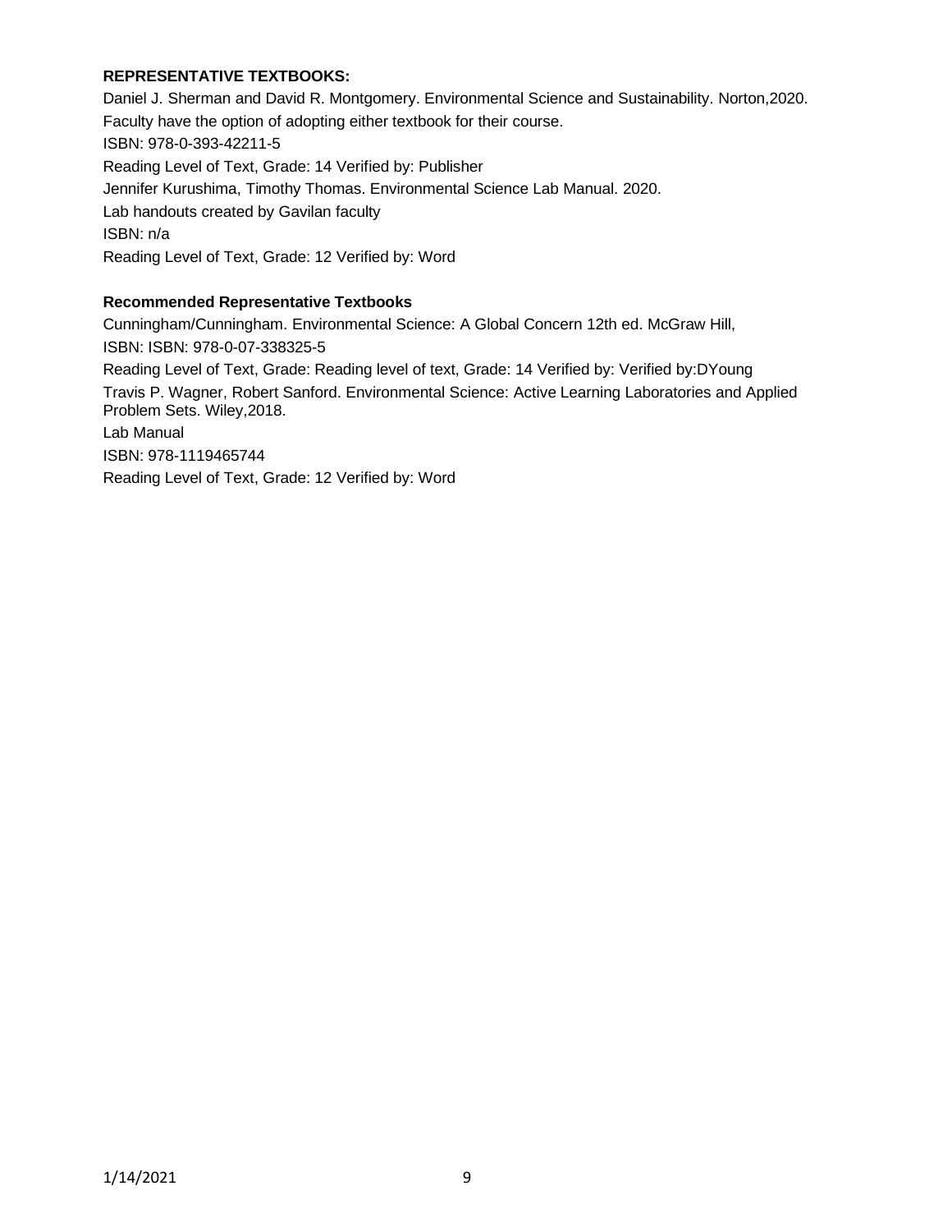**REPRESENTATIVE TEXTBOOKS:**

Daniel J. Sherman and David R. Montgomery. Environmental Science and Sustainability. Norton,2020.
Faculty have the option of adopting either textbook for their course.
ISBN: 978-0-393-42211-5
Reading Level of Text, Grade: 14 Verified by: Publisher
Jennifer Kurushima, Timothy Thomas. Environmental Science Lab Manual. 2020.
Lab handouts created by Gavilan faculty
ISBN: n/a
Reading Level of Text, Grade: 12 Verified by: Word

**Recommended Representative Textbooks**

Cunningham/Cunningham. Environmental Science: A Global Concern 12th ed. McGraw Hill,
ISBN: ISBN: 978-0-07-338325-5
Reading Level of Text, Grade: Reading level of text, Grade: 14 Verified by: Verified by:DYoung
Travis P. Wagner, Robert Sanford. Environmental Science: Active Learning Laboratories and Applied Problem Sets. Wiley,2018.
Lab Manual
ISBN: 978-1119465744
Reading Level of Text, Grade: 12 Verified by: Word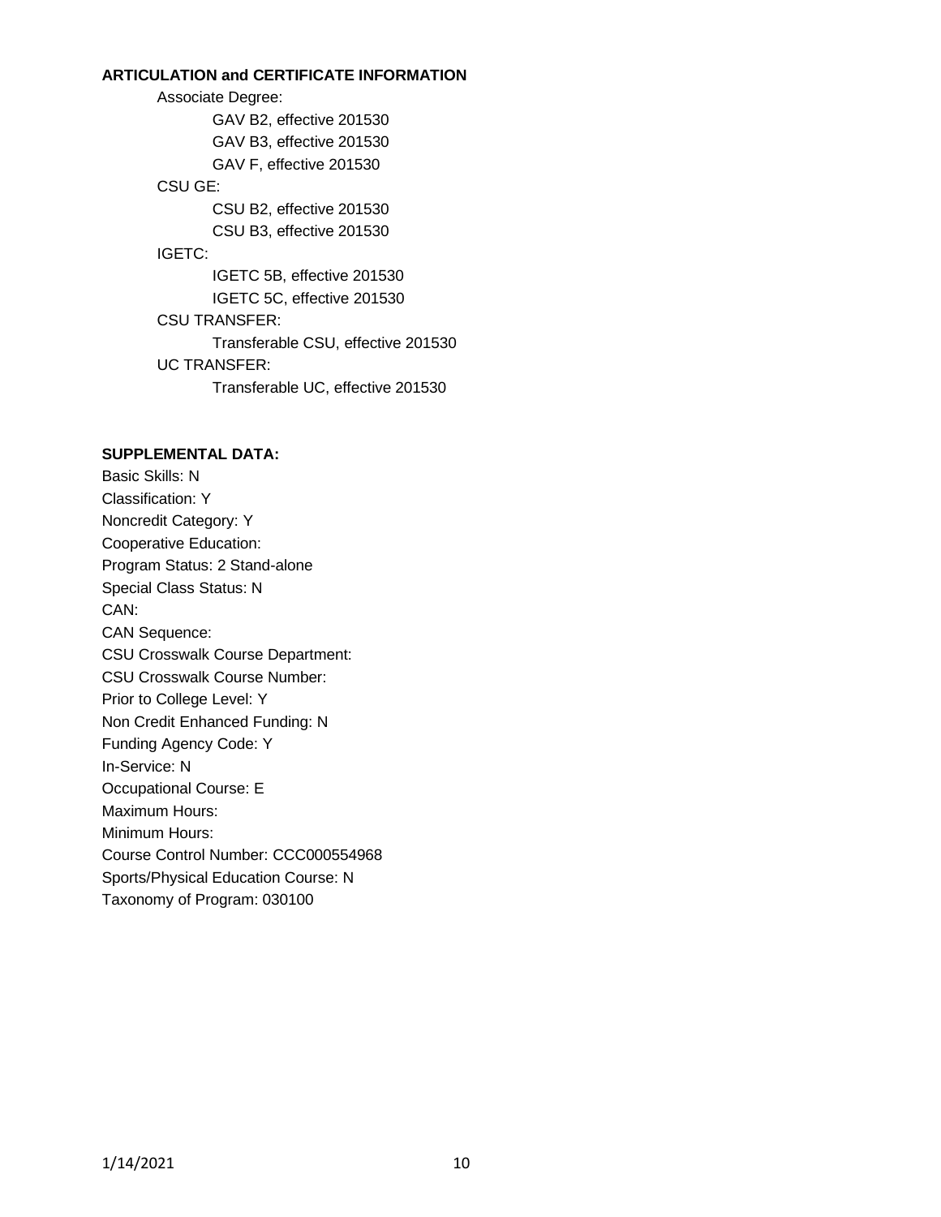**ARTICULATION and CERTIFICATE INFORMATION**

Associate Degree:

- GAV B2, effective 201530
- GAV B3, effective 201530
- GAV F, effective 201530

CSU GE:

- CSU B2, effective 201530
- CSU B3, effective 201530

IGETC:

- IGETC 5B, effective 201530
- IGETC 5C, effective 201530

CSU TRANSFER:

- Transferable CSU, effective 201530

UC TRANSFER:

- Transferable UC, effective 201530

**SUPPLEMENTAL DATA:**

Basic Skills: N
Classification: Y
Noncredit Category: Y
Cooperative Education:
Program Status: 2 Stand-alone
Special Class Status: N
CAN:
CAN Sequence:
CSU Crosswalk Course Department:
CSU Crosswalk Course Number:
Prior to College Level: Y
Non Credit Enhanced Funding: N
Funding Agency Code: Y
In-Service: N
Occupational Course: E
Maximum Hours:
Minimum Hours:
Course Control Number: CCC000554968
Sports/Physical Education Course: N
Taxonomy of Program: 030100